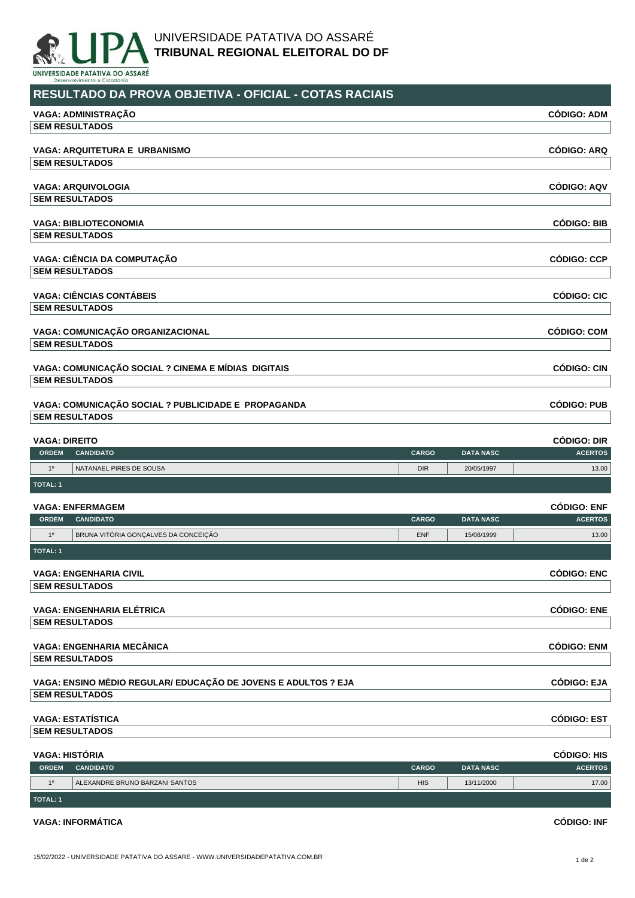UNIVERSIDADE PATATIVA DO ASSARÉ
**TRIBUNAL REGIONAL ELEITORAL DO DF**

# RESULTADO DA PROVA OBJETIVA - OFICIAL - COTAS RACIAIS

**VAGA: ADMINISTRAÇÃO** — **CÓDIGO: ADM**

**SEM RESULTADOS**

**VAGA: ARQUITETURA E URBANISMO** — **CÓDIGO: ARQ**

**SEM RESULTADOS**

**VAGA: ARQUIVOLOGIA** — **CÓDIGO: AQV**

**SEM RESULTADOS**

**VAGA: BIBLIOTECONOMIA** — **CÓDIGO: BIB**

**SEM RESULTADOS**

**VAGA: CIÊNCIA DA COMPUTAÇÃO** — **CÓDIGO: CCP**

**SEM RESULTADOS**

**VAGA: CIÊNCIAS CONTÁBEIS** — **CÓDIGO: CIC**

**SEM RESULTADOS**

**VAGA: COMUNICAÇÃO ORGANIZACIONAL** — **CÓDIGO: COM**

**SEM RESULTADOS**

**VAGA: COMUNICAÇÃO SOCIAL ? CINEMA E MÍDIAS DIGITAIS** — **CÓDIGO: CIN**

**SEM RESULTADOS**

**VAGA: COMUNICAÇÃO SOCIAL ? PUBLICIDADE E PROPAGANDA** — **CÓDIGO: PUB**

**SEM RESULTADOS**

**VAGA: DIREITO** — **CÓDIGO: DIR**

| ORDEM | CANDIDATO | CARGO | DATA NASC | ACERTOS |
|---|---|---|---|---|
| 1º | NATANAEL PIRES DE SOUSA | DIR | 20/05/1997 | 13.00 |

**TOTAL: 1**

**VAGA: ENFERMAGEM** — **CÓDIGO: ENF**

| ORDEM | CANDIDATO | CARGO | DATA NASC | ACERTOS |
|---|---|---|---|---|
| 1º | BRUNA VITÓRIA GONÇALVES DA CONCEIÇÃO | ENF | 15/08/1999 | 13.00 |

**TOTAL: 1**

**VAGA: ENGENHARIA CIVIL** — **CÓDIGO: ENC**

**SEM RESULTADOS**

**VAGA: ENGENHARIA ELÉTRICA** — **CÓDIGO: ENE**

**SEM RESULTADOS**

**VAGA: ENGENHARIA MECÂNICA** — **CÓDIGO: ENM**

**SEM RESULTADOS**

**VAGA: ENSINO MÉDIO REGULAR/ EDUCAÇÃO DE JOVENS E ADULTOS ? EJA** — **CÓDIGO: EJA**

**SEM RESULTADOS**

**VAGA: ESTATÍSTICA** — **CÓDIGO: EST**

**SEM RESULTADOS**

**VAGA: HISTÓRIA** — **CÓDIGO: HIS**

| ORDEM | CANDIDATO | CARGO | DATA NASC | ACERTOS |
|---|---|---|---|---|
| 1º | ALEXANDRE BRUNO BARZANI SANTOS | HIS | 13/11/2000 | 17.00 |

**TOTAL: 1**

**VAGA: INFORMÁTICA** — **CÓDIGO: INF**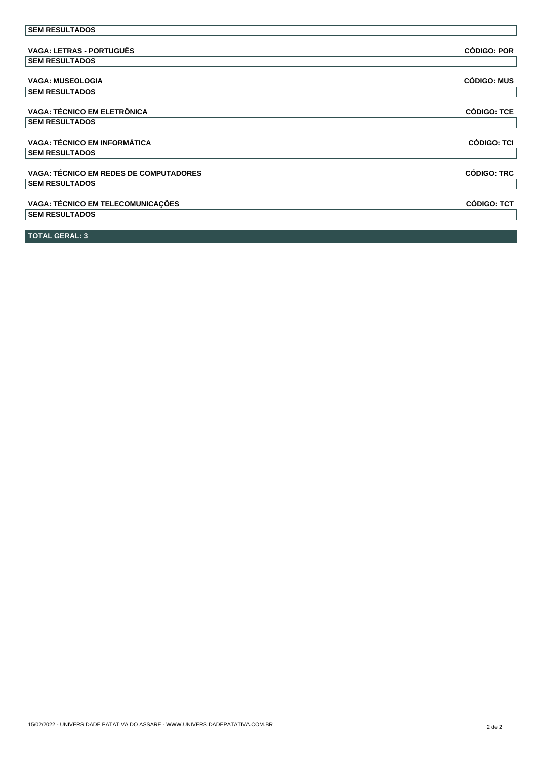SEM RESULTADOS

**VAGA: LETRAS - PORTUGUÊS** **CÓDIGO: POR**

SEM RESULTADOS

**VAGA: MUSEOLOGIA** **CÓDIGO: MUS**

SEM RESULTADOS

**VAGA: TÉCNICO EM ELETRÔNICA** **CÓDIGO: TCE**

SEM RESULTADOS

**VAGA: TÉCNICO EM INFORMÁTICA** **CÓDIGO: TCI**

SEM RESULTADOS

**VAGA: TÉCNICO EM REDES DE COMPUTADORES** **CÓDIGO: TRC**

SEM RESULTADOS

**VAGA: TÉCNICO EM TELECOMUNICAÇÕES** **CÓDIGO: TCT**

SEM RESULTADOS

**TOTAL GERAL: 3**